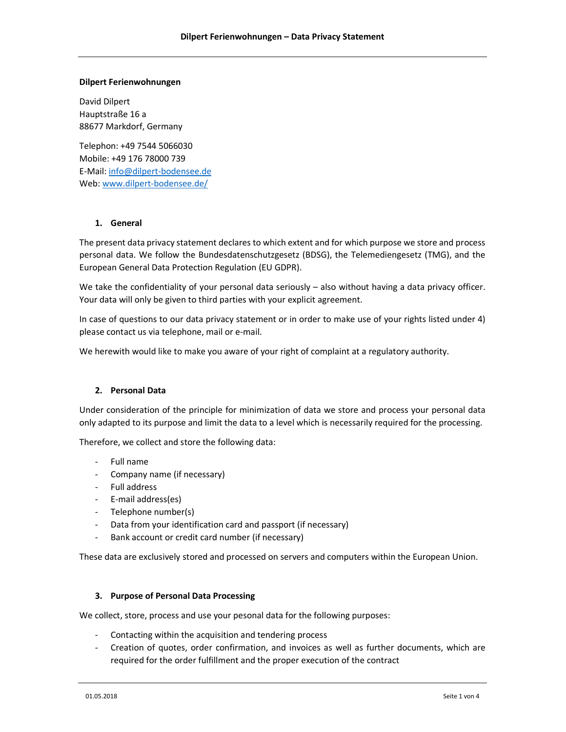**Dilpert Ferienwohnungen**

David Dilpert
Hauptstraße 16 a
88677 Markdorf, Germany

Telephon: +49 7544 5066030
Mobile: +49 176 78000 739
E-Mail: info@dilpert-bodensee.de
Web: www.dilpert-bodensee.de/

## 1. General

The present data privacy statement declares to which extent and for which purpose we store and process personal data. We follow the Bundesdatenschutzgesetz (BDSG), the Telemediengesetz (TMG), and the European General Data Protection Regulation (EU GDPR).

We take the confidentiality of your personal data seriously – also without having a data privacy officer. Your data will only be given to third parties with your explicit agreement.

In case of questions to our data privacy statement or in order to make use of your rights listed under 4) please contact us via telephone, mail or e-mail.

We herewith would like to make you aware of your right of complaint at a regulatory authority.

## 2. Personal Data

Under consideration of the principle for minimization of data we store and process your personal data only adapted to its purpose and limit the data to a level which is necessarily required for the processing.

Therefore, we collect and store the following data:

- Full name
- Company name (if necessary)
- Full address
- E-mail address(es)
- Telephone number(s)
- Data from your identification card and passport (if necessary)
- Bank account or credit card number (if necessary)

These data are exclusively stored and processed on servers and computers within the European Union.

## 3. Purpose of Personal Data Processing

We collect, store, process and use your pesonal data for the following purposes:

- Contacting within the acquisition and tendering process
- Creation of quotes, order confirmation, and invoices as well as further documents, which are required for the order fulfillment and the proper execution of the contract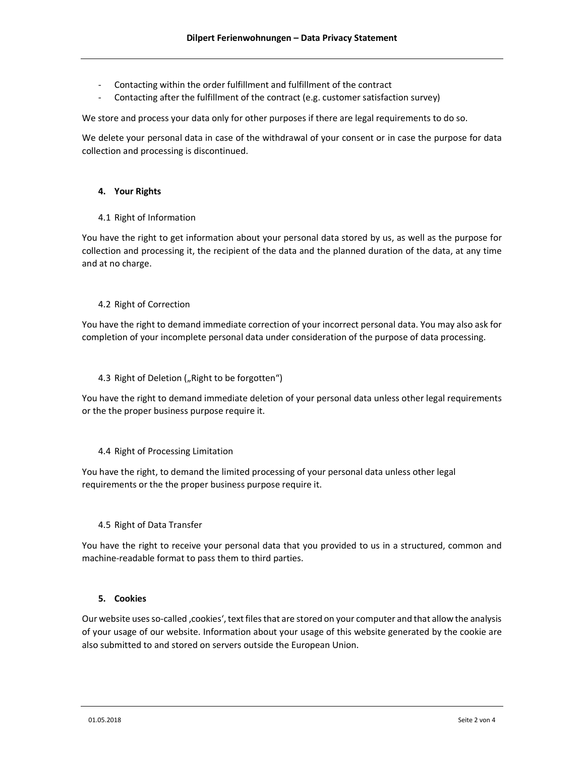- Contacting within the order fulfillment and fulfillment of the contract
- Contacting after the fulfillment of the contract (e.g. customer satisfaction survey)

We store and process your data only for other purposes if there are legal requirements to do so.

We delete your personal data in case of the withdrawal of your consent or in case the purpose for data collection and processing is discontinued.

## 4. Your Rights

### 4.1 Right of Information

You have the right to get information about your personal data stored by us, as well as the purpose for collection and processing it, the recipient of the data and the planned duration of the data, at any time and at no charge.

### 4.2 Right of Correction

You have the right to demand immediate correction of your incorrect personal data. You may also ask for completion of your incomplete personal data under consideration of the purpose of data processing.

### 4.3 Right of Deletion („Right to be forgotten")

You have the right to demand immediate deletion of your personal data unless other legal requirements or the the proper business purpose require it.

### 4.4 Right of Processing Limitation

You have the right, to demand the limited processing of your personal data unless other legal requirements or the the proper business purpose require it.

### 4.5 Right of Data Transfer

You have the right to receive your personal data that you provided to us in a structured, common and machine-readable format to pass them to third parties.

## 5. Cookies

Our website uses so-called ‚cookies', text files that are stored on your computer and that allow the analysis of your usage of our website. Information about your usage of this website generated by the cookie are also submitted to and stored on servers outside the European Union.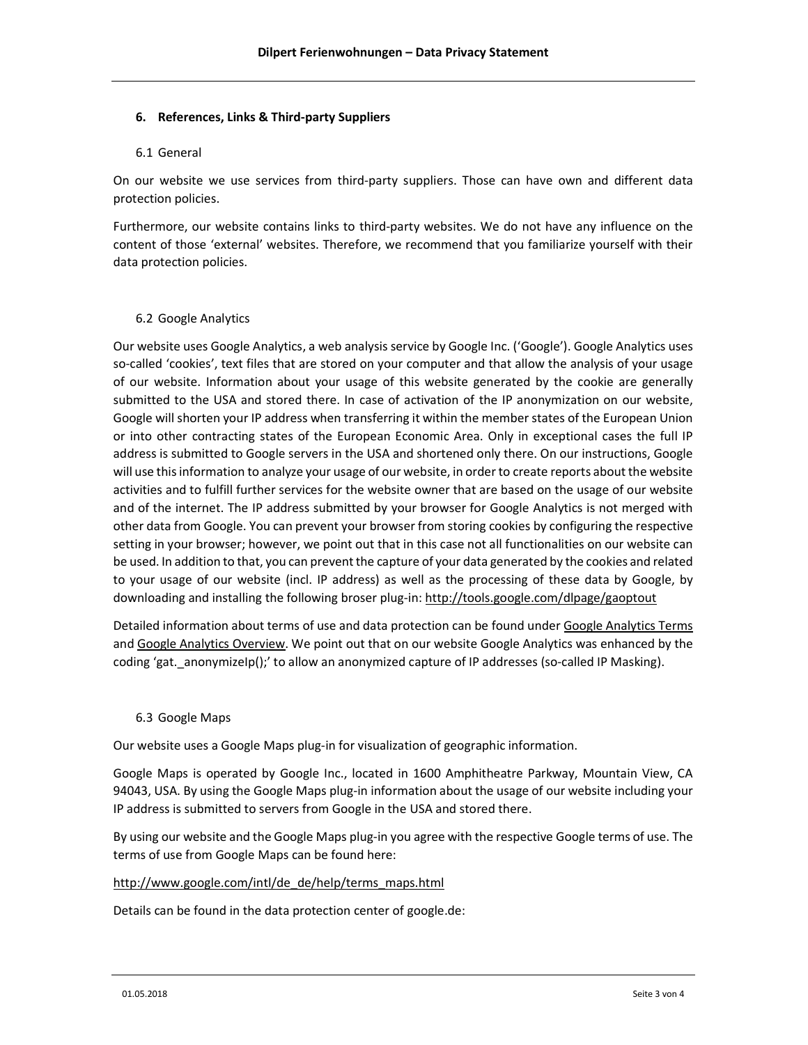## 6. References, Links & Third-party Suppliers

### 6.1 General

On our website we use services from third-party suppliers. Those can have own and different data protection policies.

Furthermore, our website contains links to third-party websites. We do not have any influence on the content of those 'external' websites. Therefore, we recommend that you familiarize yourself with their data protection policies.

### 6.2 Google Analytics

Our website uses Google Analytics, a web analysis service by Google Inc. ('Google'). Google Analytics uses so-called 'cookies', text files that are stored on your computer and that allow the analysis of your usage of our website. Information about your usage of this website generated by the cookie are generally submitted to the USA and stored there. In case of activation of the IP anonymization on our website, Google will shorten your IP address when transferring it within the member states of the European Union or into other contracting states of the European Economic Area. Only in exceptional cases the full IP address is submitted to Google servers in the USA and shortened only there. On our instructions, Google will use this information to analyze your usage of our website, in order to create reports about the website activities and to fulfill further services for the website owner that are based on the usage of our website and of the internet. The IP address submitted by your browser for Google Analytics is not merged with other data from Google. You can prevent your browser from storing cookies by configuring the respective setting in your browser; however, we point out that in this case not all functionalities on our website can be used. In addition to that, you can prevent the capture of your data generated by the cookies and related to your usage of our website (incl. IP address) as well as the processing of these data by Google, by downloading and installing the following broser plug-in: http://tools.google.com/dlpage/gaoptout

Detailed information about terms of use and data protection can be found under Google Analytics Terms and Google Analytics Overview. We point out that on our website Google Analytics was enhanced by the coding 'gat._anonymizeIp();' to allow an anonymized capture of IP addresses (so-called IP Masking).

### 6.3 Google Maps

Our website uses a Google Maps plug-in for visualization of geographic information.

Google Maps is operated by Google Inc., located in 1600 Amphitheatre Parkway, Mountain View, CA 94043, USA. By using the Google Maps plug-in information about the usage of our website including your IP address is submitted to servers from Google in the USA and stored there.

By using our website and the Google Maps plug-in you agree with the respective Google terms of use. The terms of use from Google Maps can be found here:

http://www.google.com/intl/de_de/help/terms_maps.html

Details can be found in the data protection center of google.de: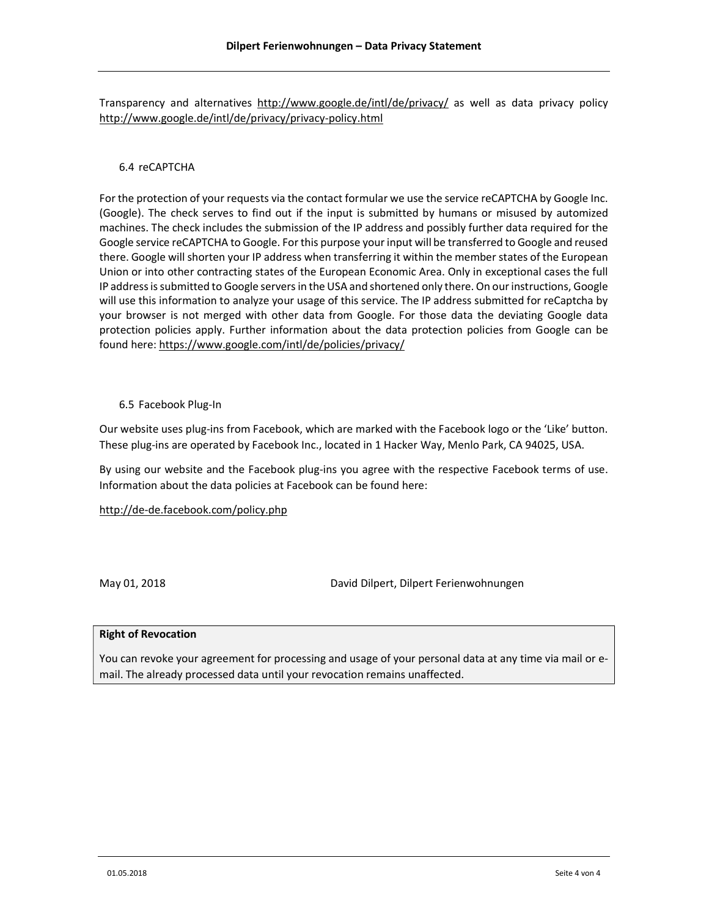Transparency and alternatives http://www.google.de/intl/de/privacy/ as well as data privacy policy http://www.google.de/intl/de/privacy/privacy-policy.html

### 6.4 reCAPTCHA

For the protection of your requests via the contact formular we use the service reCAPTCHA by Google Inc. (Google). The check serves to find out if the input is submitted by humans or misused by automized machines. The check includes the submission of the IP address and possibly further data required for the Google service reCAPTCHA to Google. For this purpose your input will be transferred to Google and reused there. Google will shorten your IP address when transferring it within the member states of the European Union or into other contracting states of the European Economic Area. Only in exceptional cases the full IP address is submitted to Google servers in the USA and shortened only there. On our instructions, Google will use this information to analyze your usage of this service. The IP address submitted for reCaptcha by your browser is not merged with other data from Google. For those data the deviating Google data protection policies apply. Further information about the data protection policies from Google can be found here: https://www.google.com/intl/de/policies/privacy/

### 6.5 Facebook Plug-In

Our website uses plug-ins from Facebook, which are marked with the Facebook logo or the 'Like' button. These plug-ins are operated by Facebook Inc., located in 1 Hacker Way, Menlo Park, CA 94025, USA.

By using our website and the Facebook plug-ins you agree with the respective Facebook terms of use. Information about the data policies at Facebook can be found here:

http://de-de.facebook.com/policy.php

May 01, 2018 David Dilpert, Dilpert Ferienwohnungen

**Right of Revocation**

You can revoke your agreement for processing and usage of your personal data at any time via mail or e-mail. The already processed data until your revocation remains unaffected.